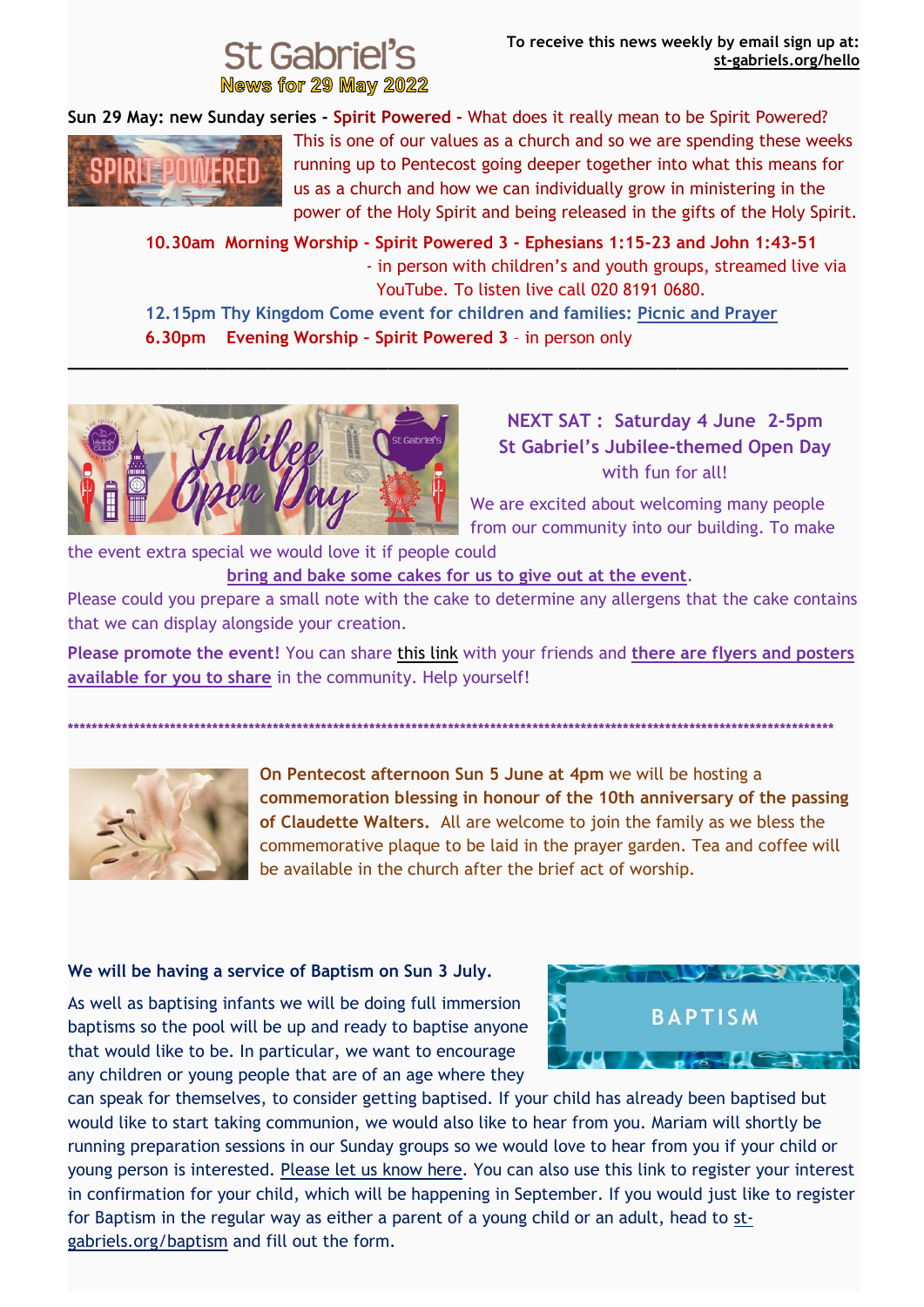# St Gabriel's

**News for 29 May 2022**

**To receive this news weekly by email sign up at: st-gabriels.org/hello**

**Sun 29 May: new Sunday series - Spirit Powered -** What does it really mean to be Spirit Powered? This is one of our values as a church and so we are spending these weeks running up to Pentecost going deeper together into what this means for us as a church and how we can individually grow in ministering in the power of the Holy Spirit and being released in the gifts of the Holy Spirit.

**10.30am Morning Worship - Spirit Powered 3 - Ephesians 1:15-23 and John 1:43-51** - in person with children's and youth groups, streamed live via YouTube. To listen live call 020 8191 0680.

**12.15pm Thy Kingdom Come event for children and families:** Picnic and Prayer

**6.30pm Evening Worship – Spirit Powered 3** – in person only

---

**NEXT SAT : Saturday 4 June 2-5pm**
**St Gabriel's Jubilee-themed Open Day**
with fun for all!

We are excited about welcoming many people from our community into our building. To make the event extra special we would love it if people could **bring and bake some cakes for us to give out at the event**.

Please could you prepare a small note with the cake to determine any allergens that the cake contains that we can display alongside your creation.

**Please promote the event!** You can share this link with your friends and **there are flyers and posters available for you to share** in the community. Help yourself!

*****************************************************************************************************

**On Pentecost afternoon Sun 5 June at 4pm** we will be hosting a **commemoration blessing in honour of the 10th anniversary of the passing of Claudette Walters.** All are welcome to join the family as we bless the commemorative plaque to be laid in the prayer garden. Tea and coffee will be available in the church after the brief act of worship.

**We will be having a service of Baptism on Sun 3 July.**

As well as baptising infants we will be doing full immersion baptisms so the pool will be up and ready to baptise anyone that would like to be. In particular, we want to encourage any children or young people that are of an age where they can speak for themselves, to consider getting baptised. If your child has already been baptised but would like to start taking communion, we would also like to hear from you. Mariam will shortly be running preparation sessions in our Sunday groups so we would love to hear from you if your child or young person is interested. Please let us know here. You can also use this link to register your interest in confirmation for your child, which will be happening in September. If you would just like to register for Baptism in the regular way as either a parent of a young child or an adult, head to st-gabriels.org/baptism and fill out the form.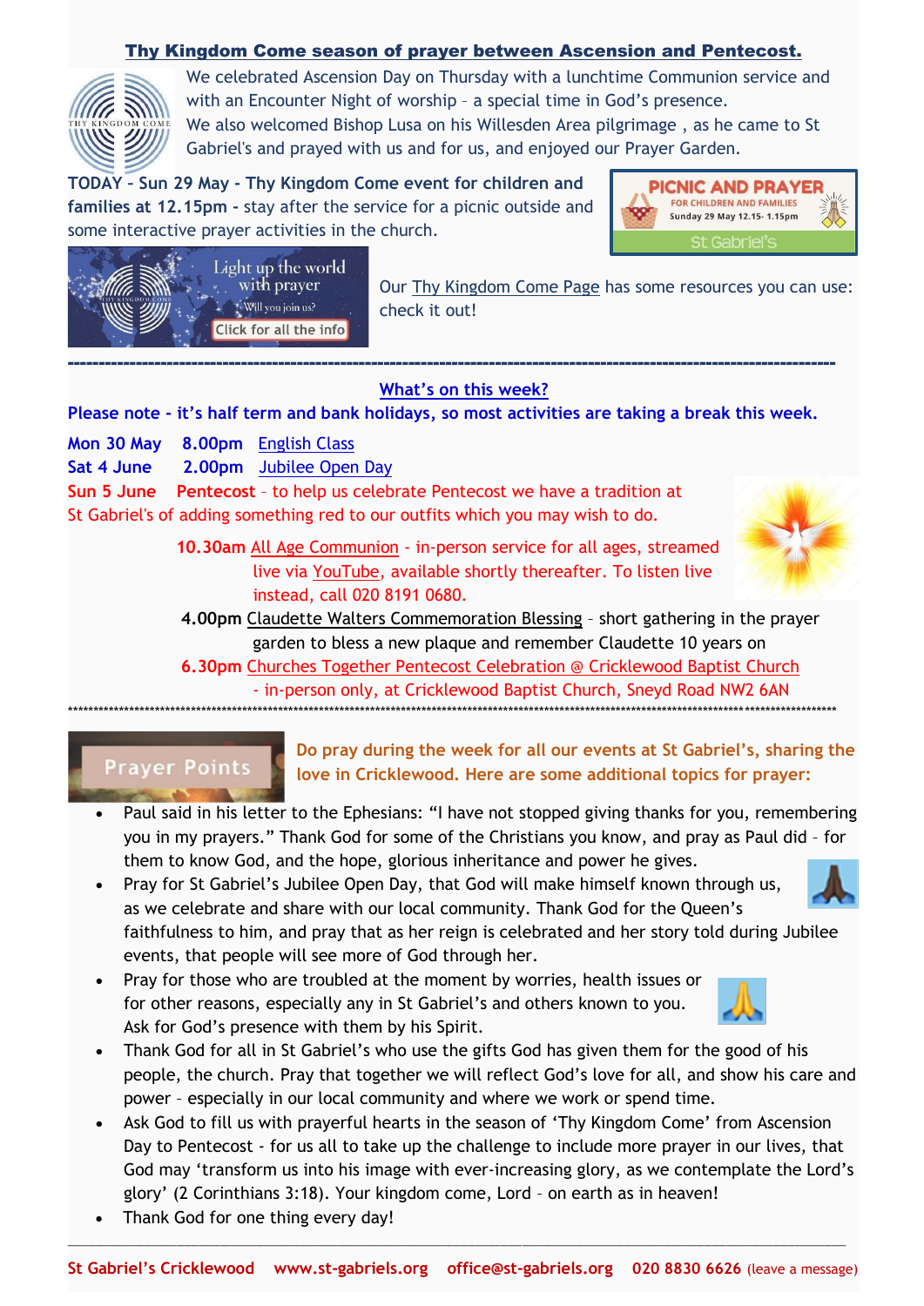## Thy Kingdom Come season of prayer between Ascension and Pentecost.

We celebrated Ascension Day on Thursday with a lunchtime Communion service and with an Encounter Night of worship – a special time in God's presence.
We also welcomed Bishop Lusa on his Willesden Area pilgrimage , as he came to St Gabriel's and prayed with us and for us, and enjoyed our Prayer Garden.

**TODAY – Sun 29 May - Thy Kingdom Come event for children and families at 12.15pm -** stay after the service for a picnic outside and some interactive prayer activities in the church.

PICNIC AND PRAYER
FOR CHILDREN AND FAMILIES
Sunday 29 May 12.15- 1.15pm
St Gabriel's

Light up the world with prayer
Will you join us?
Click for all the info

Our Thy Kingdom Come Page has some resources you can use: check it out!

---

## What's on this week?

**Please note - it's half term and bank holidays, so most activities are taking a break this week.**

**Mon 30 May** **8.00pm** English Class

**Sat 4 June** **2.00pm** Jubilee Open Day

**Sun 5 June** **Pentecost** – to help us celebrate Pentecost we have a tradition at St Gabriel's of adding something red to our outfits which you may wish to do.

**10.30am** All Age Communion - in-person service for all ages, streamed live via YouTube, available shortly thereafter. To listen live instead, call 020 8191 0680.

**4.00pm** Claudette Walters Commemoration Blessing – short gathering in the prayer garden to bless a new plaque and remember Claudette 10 years on

**6.30pm** Churches Together Pentecost Celebration @ Cricklewood Baptist Church - in-person only, at Cricklewood Baptist Church, Sneyd Road NW2 6AN

---

## Prayer Points

**Do pray during the week for all our events at St Gabriel's, sharing the love in Cricklewood. Here are some additional topics for prayer:**

- Paul said in his letter to the Ephesians: "I have not stopped giving thanks for you, remembering you in my prayers." Thank God for some of the Christians you know, and pray as Paul did – for them to know God, and the hope, glorious inheritance and power he gives.
- Pray for St Gabriel's Jubilee Open Day, that God will make himself known through us, as we celebrate and share with our local community. Thank God for the Queen's faithfulness to him, and pray that as her reign is celebrated and her story told during Jubilee events, that people will see more of God through her.
- Pray for those who are troubled at the moment by worries, health issues or for other reasons, especially any in St Gabriel's and others known to you. Ask for God's presence with them by his Spirit.
- Thank God for all in St Gabriel's who use the gifts God has given them for the good of his people, the church. Pray that together we will reflect God's love for all, and show his care and power – especially in our local community and where we work or spend time.
- Ask God to fill us with prayerful hearts in the season of 'Thy Kingdom Come' from Ascension Day to Pentecost - for us all to take up the challenge to include more prayer in our lives, that God may 'transform us into his image with ever-increasing glory, as we contemplate the Lord's glory' (2 Corinthians 3:18). Your kingdom come, Lord – on earth as in heaven!
- Thank God for one thing every day!

---

**St Gabriel's Cricklewood** **www.st-gabriels.org** **office@st-gabriels.org** **020 8830 6626** (leave a message)